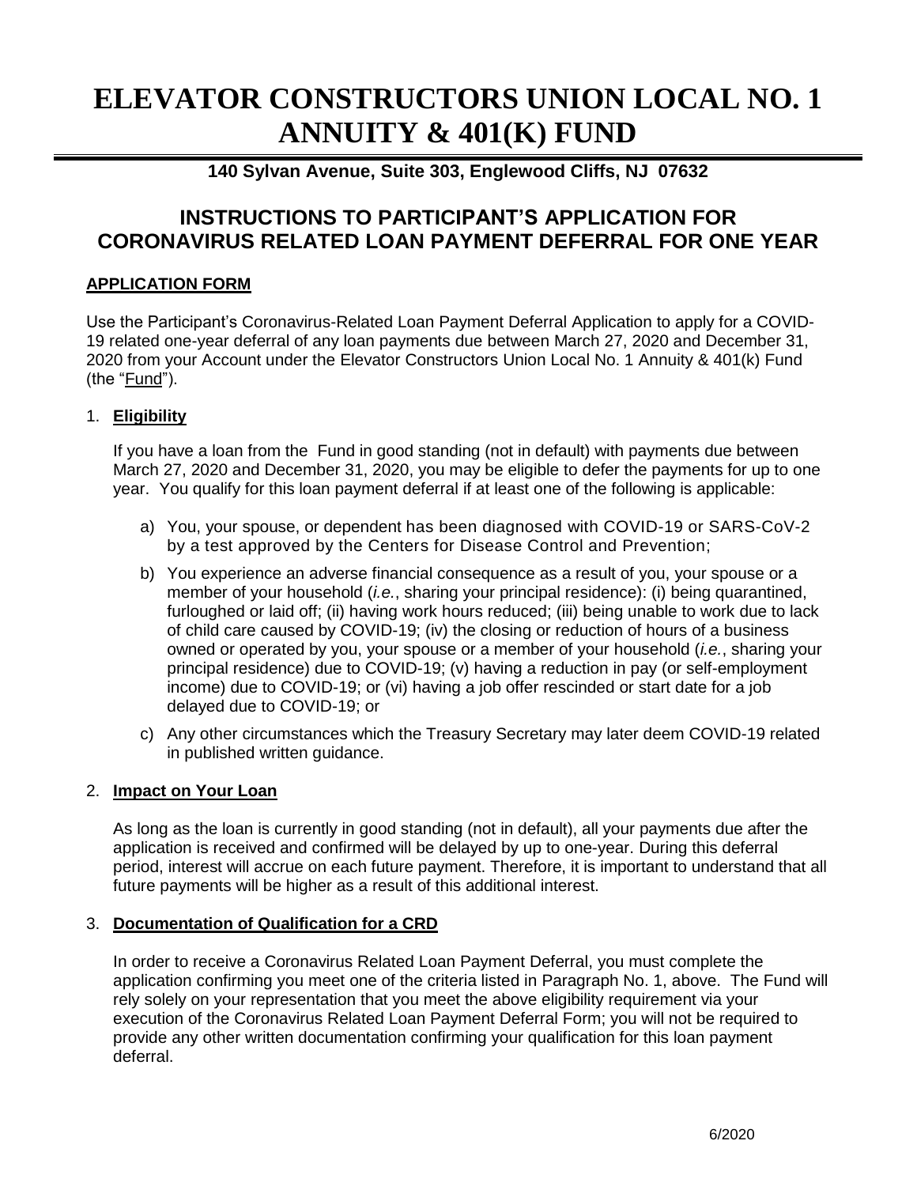# ELEVATOR CONSTRUCTORS UNION LOCAL NO. 1 ANNUITY & 401(K) FUND

**140 Sylvan Avenue, Suite 303, Englewood Cliffs, NJ 07632**

## INSTRUCTIONS TO PARTICIPANT'S APPLICATION FOR CORONAVIRUS RELATED LOAN PAYMENT DEFERRAL FOR ONE YEAR

### APPLICATION FORM

Use the Participant's Coronavirus-Related Loan Payment Deferral Application to apply for a COVID-19 related one-year deferral of any loan payments due between March 27, 2020 and December 31, 2020 from your Account under the Elevator Constructors Union Local No. 1 Annuity & 401(k) Fund (the "Fund").

1. **Eligibility**

   If you have a loan from the Fund in good standing (not in default) with payments due between March 27, 2020 and December 31, 2020, you may be eligible to defer the payments for up to one year. You qualify for this loan payment deferral if at least one of the following is applicable:

   a) You, your spouse, or dependent has been diagnosed with COVID-19 or SARS-CoV-2 by a test approved by the Centers for Disease Control and Prevention;

   b) You experience an adverse financial consequence as a result of you, your spouse or a member of your household (*i.e.*, sharing your principal residence): (i) being quarantined, furloughed or laid off; (ii) having work hours reduced; (iii) being unable to work due to lack of child care caused by COVID-19; (iv) the closing or reduction of hours of a business owned or operated by you, your spouse or a member of your household (*i.e.*, sharing your principal residence) due to COVID-19; (v) having a reduction in pay (or self-employment income) due to COVID-19; or (vi) having a job offer rescinded or start date for a job delayed due to COVID-19; or

   c) Any other circumstances which the Treasury Secretary may later deem COVID-19 related in published written guidance.

2. **Impact on Your Loan**

   As long as the loan is currently in good standing (not in default), all your payments due after the application is received and confirmed will be delayed by up to one-year. During this deferral period, interest will accrue on each future payment. Therefore, it is important to understand that all future payments will be higher as a result of this additional interest.

3. **Documentation of Qualification for a CRD**

   In order to receive a Coronavirus Related Loan Payment Deferral, you must complete the application confirming you meet one of the criteria listed in Paragraph No. 1, above. The Fund will rely solely on your representation that you meet the above eligibility requirement via your execution of the Coronavirus Related Loan Payment Deferral Form; you will not be required to provide any other written documentation confirming your qualification for this loan payment deferral.

6/2020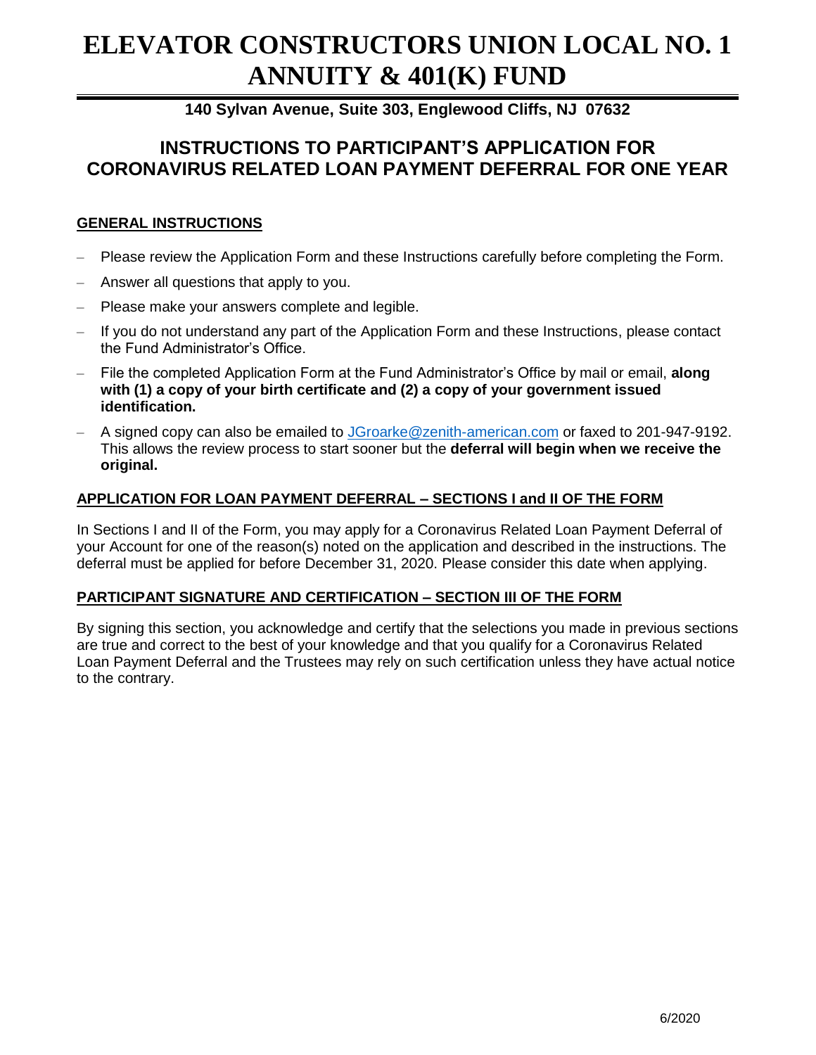# ELEVATOR CONSTRUCTORS UNION LOCAL NO. 1 ANNUITY & 401(K) FUND

**140 Sylvan Avenue, Suite 303, Englewood Cliffs, NJ 07632**

## INSTRUCTIONS TO PARTICIPANT'S APPLICATION FOR CORONAVIRUS RELATED LOAN PAYMENT DEFERRAL FOR ONE YEAR

### GENERAL INSTRUCTIONS

- Please review the Application Form and these Instructions carefully before completing the Form.
- Answer all questions that apply to you.
- Please make your answers complete and legible.
- If you do not understand any part of the Application Form and these Instructions, please contact the Fund Administrator's Office.
- File the completed Application Form at the Fund Administrator's Office by mail or email, **along with (1) a copy of your birth certificate and (2) a copy of your government issued identification.**
- A signed copy can also be emailed to JGroarke@zenith-american.com or faxed to 201-947-9192. This allows the review process to start sooner but the **deferral will begin when we receive the original.**

### APPLICATION FOR LOAN PAYMENT DEFERRAL – SECTIONS I and II OF THE FORM

In Sections I and II of the Form, you may apply for a Coronavirus Related Loan Payment Deferral of your Account for one of the reason(s) noted on the application and described in the instructions. The deferral must be applied for before December 31, 2020. Please consider this date when applying.

### PARTICIPANT SIGNATURE AND CERTIFICATION – SECTION III OF THE FORM

By signing this section, you acknowledge and certify that the selections you made in previous sections are true and correct to the best of your knowledge and that you qualify for a Coronavirus Related Loan Payment Deferral and the Trustees may rely on such certification unless they have actual notice to the contrary.

6/2020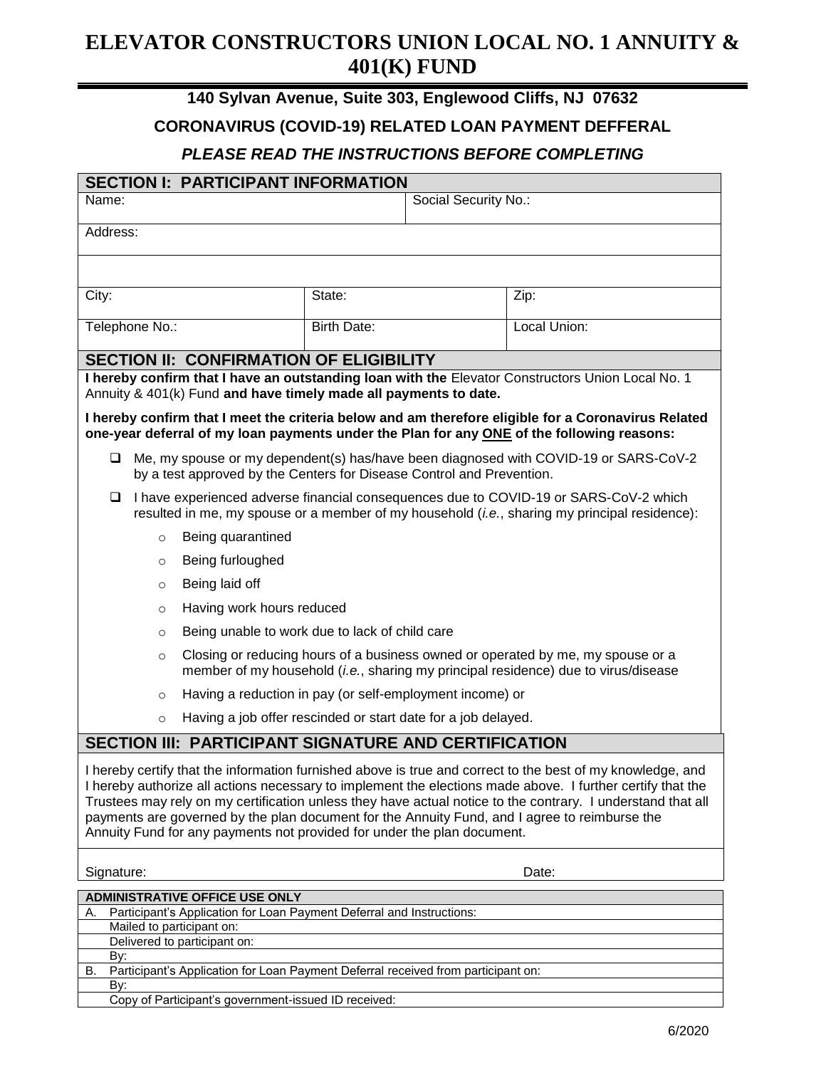# ELEVATOR CONSTRUCTORS UNION LOCAL NO. 1 ANNUITY & 401(K) FUND

**140 Sylvan Avenue, Suite 303, Englewood Cliffs, NJ 07632**

**CORONAVIRUS (COVID-19) RELATED LOAN PAYMENT DEFFERAL**

***PLEASE READ THE INSTRUCTIONS BEFORE COMPLETING***

## SECTION I: PARTICIPANT INFORMATION

| | | |
|---|---|---|
| Name: | | Social Security No.: |
| Address: | | |
| | | |
| City: | State: | Zip: |
| Telephone No.: | Birth Date: | Local Union: |

## SECTION II: CONFIRMATION OF ELIGIBILITY

**I hereby confirm that I have an outstanding loan with the** Elevator Constructors Union Local No. 1 Annuity & 401(k) Fund **and have timely made all payments to date.**

**I hereby confirm that I meet the criteria below and am therefore eligible for a Coronavirus Related one-year deferral of my loan payments under the Plan for any ONE of the following reasons:**

- ❑ Me, my spouse or my dependent(s) has/have been diagnosed with COVID-19 or SARS-CoV-2 by a test approved by the Centers for Disease Control and Prevention.
- ❑ I have experienced adverse financial consequences due to COVID-19 or SARS-CoV-2 which resulted in me, my spouse or a member of my household (*i.e.*, sharing my principal residence):
  - Being quarantined
  - Being furloughed
  - Being laid off
  - Having work hours reduced
  - Being unable to work due to lack of child care
  - Closing or reducing hours of a business owned or operated by me, my spouse or a member of my household (*i.e.*, sharing my principal residence) due to virus/disease
  - Having a reduction in pay (or self-employment income) or
  - Having a job offer rescinded or start date for a job delayed.

## SECTION III: PARTICIPANT SIGNATURE AND CERTIFICATION

I hereby certify that the information furnished above is true and correct to the best of my knowledge, and I hereby authorize all actions necessary to implement the elections made above. I further certify that the Trustees may rely on my certification unless they have actual notice to the contrary. I understand that all payments are governed by the plan document for the Annuity Fund, and I agree to reimburse the Annuity Fund for any payments not provided for under the plan document.

Signature: Date:

| **ADMINISTRATIVE OFFICE USE ONLY** |
|---|
| A. Participant's Application for Loan Payment Deferral and Instructions: |
| Mailed to participant on: |
| Delivered to participant on: |
| By: |
| B. Participant's Application for Loan Payment Deferral received from participant on: |
| By: |
| Copy of Participant's government-issued ID received: |

6/2020